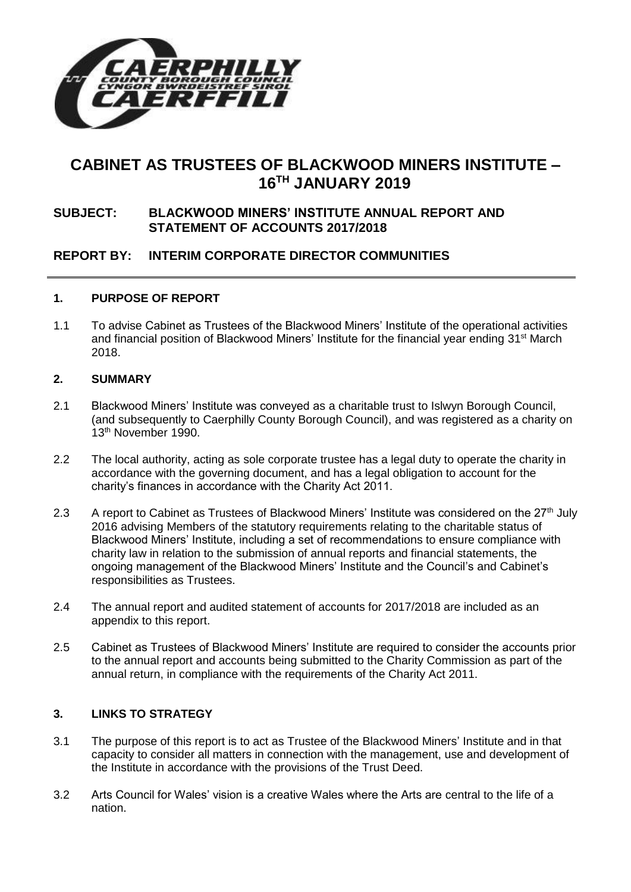# CABINET AS TRUSTEES OF BLACKWOOD MINERS INSTITUTE – 16TH JANUARY 2019

**SUBJECT: BLACKWOOD MINERS' INSTITUTE ANNUAL REPORT AND STATEMENT OF ACCOUNTS 2017/2018**

**REPORT BY: INTERIM CORPORATE DIRECTOR COMMUNITIES**

## 1. PURPOSE OF REPORT

1.1 To advise Cabinet as Trustees of the Blackwood Miners' Institute of the operational activities and financial position of Blackwood Miners' Institute for the financial year ending 31st March 2018.

## 2. SUMMARY

2.1 Blackwood Miners' Institute was conveyed as a charitable trust to Islwyn Borough Council, (and subsequently to Caerphilly County Borough Council), and was registered as a charity on 13th November 1990.

2.2 The local authority, acting as sole corporate trustee has a legal duty to operate the charity in accordance with the governing document, and has a legal obligation to account for the charity's finances in accordance with the Charity Act 2011.

2.3 A report to Cabinet as Trustees of Blackwood Miners' Institute was considered on the 27th July 2016 advising Members of the statutory requirements relating to the charitable status of Blackwood Miners' Institute, including a set of recommendations to ensure compliance with charity law in relation to the submission of annual reports and financial statements, the ongoing management of the Blackwood Miners' Institute and the Council's and Cabinet's responsibilities as Trustees.

2.4 The annual report and audited statement of accounts for 2017/2018 are included as an appendix to this report.

2.5 Cabinet as Trustees of Blackwood Miners' Institute are required to consider the accounts prior to the annual report and accounts being submitted to the Charity Commission as part of the annual return, in compliance with the requirements of the Charity Act 2011.

## 3. LINKS TO STRATEGY

3.1 The purpose of this report is to act as Trustee of the Blackwood Miners' Institute and in that capacity to consider all matters in connection with the management, use and development of the Institute in accordance with the provisions of the Trust Deed.

3.2 Arts Council for Wales' vision is a creative Wales where the Arts are central to the life of a nation.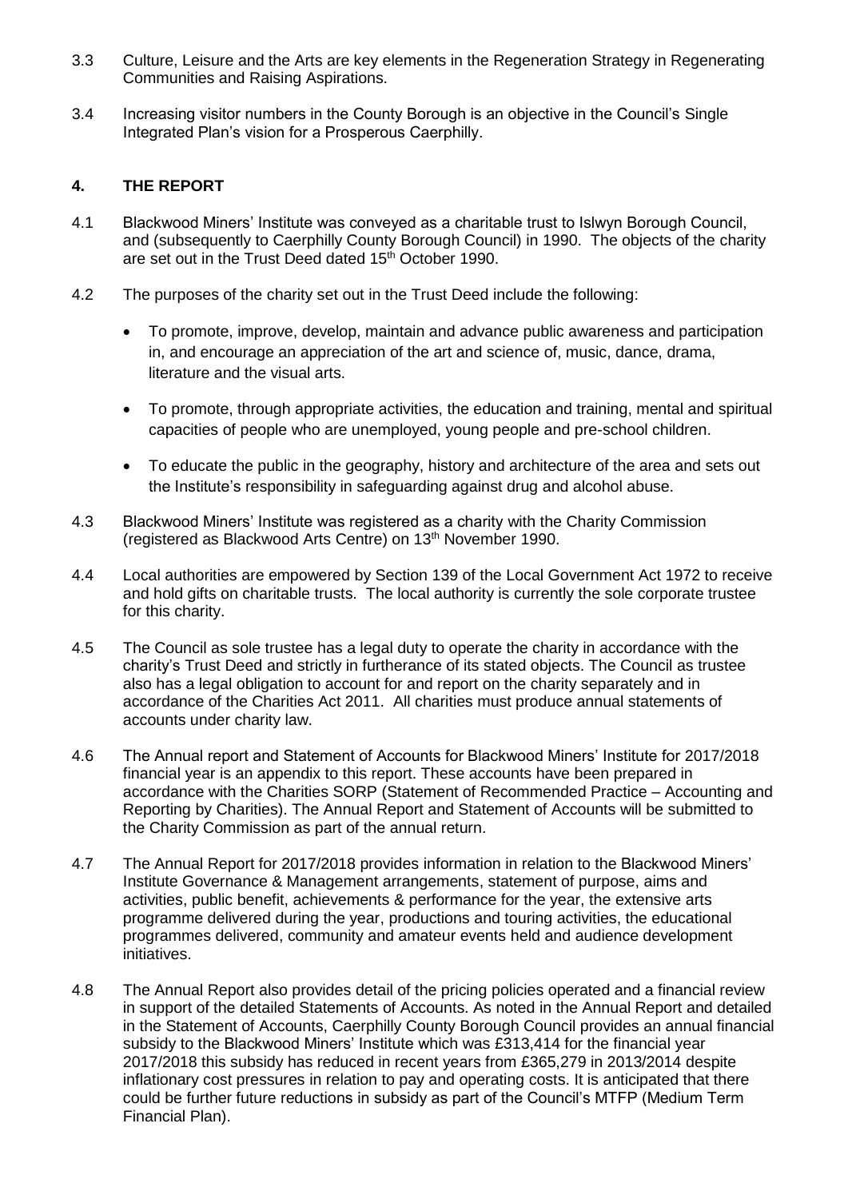3.3 Culture, Leisure and the Arts are key elements in the Regeneration Strategy in Regenerating Communities and Raising Aspirations.

3.4 Increasing visitor numbers in the County Borough is an objective in the Council's Single Integrated Plan's vision for a Prosperous Caerphilly.

## 4. THE REPORT

4.1 Blackwood Miners' Institute was conveyed as a charitable trust to Islwyn Borough Council, and (subsequently to Caerphilly County Borough Council) in 1990. The objects of the charity are set out in the Trust Deed dated 15th October 1990.

4.2 The purposes of the charity set out in the Trust Deed include the following:

- To promote, improve, develop, maintain and advance public awareness and participation in, and encourage an appreciation of the art and science of, music, dance, drama, literature and the visual arts.
- To promote, through appropriate activities, the education and training, mental and spiritual capacities of people who are unemployed, young people and pre-school children.
- To educate the public in the geography, history and architecture of the area and sets out the Institute's responsibility in safeguarding against drug and alcohol abuse.

4.3 Blackwood Miners' Institute was registered as a charity with the Charity Commission (registered as Blackwood Arts Centre) on 13th November 1990.

4.4 Local authorities are empowered by Section 139 of the Local Government Act 1972 to receive and hold gifts on charitable trusts. The local authority is currently the sole corporate trustee for this charity.

4.5 The Council as sole trustee has a legal duty to operate the charity in accordance with the charity's Trust Deed and strictly in furtherance of its stated objects. The Council as trustee also has a legal obligation to account for and report on the charity separately and in accordance of the Charities Act 2011. All charities must produce annual statements of accounts under charity law.

4.6 The Annual report and Statement of Accounts for Blackwood Miners' Institute for 2017/2018 financial year is an appendix to this report. These accounts have been prepared in accordance with the Charities SORP (Statement of Recommended Practice – Accounting and Reporting by Charities). The Annual Report and Statement of Accounts will be submitted to the Charity Commission as part of the annual return.

4.7 The Annual Report for 2017/2018 provides information in relation to the Blackwood Miners' Institute Governance & Management arrangements, statement of purpose, aims and activities, public benefit, achievements & performance for the year, the extensive arts programme delivered during the year, productions and touring activities, the educational programmes delivered, community and amateur events held and audience development initiatives.

4.8 The Annual Report also provides detail of the pricing policies operated and a financial review in support of the detailed Statements of Accounts. As noted in the Annual Report and detailed in the Statement of Accounts, Caerphilly County Borough Council provides an annual financial subsidy to the Blackwood Miners' Institute which was £313,414 for the financial year 2017/2018 this subsidy has reduced in recent years from £365,279 in 2013/2014 despite inflationary cost pressures in relation to pay and operating costs. It is anticipated that there could be further future reductions in subsidy as part of the Council's MTFP (Medium Term Financial Plan).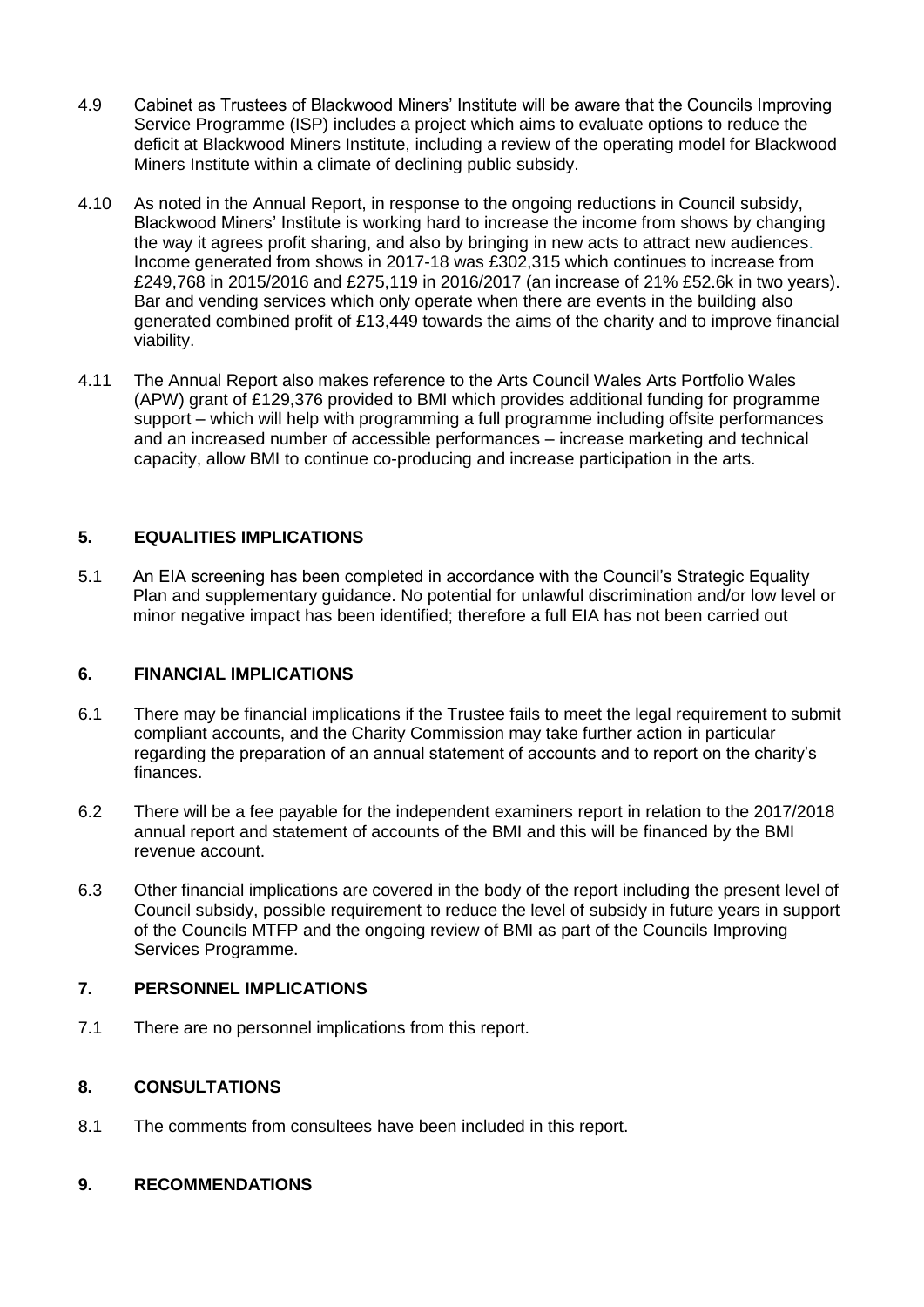4.9 Cabinet as Trustees of Blackwood Miners' Institute will be aware that the Councils Improving Service Programme (ISP) includes a project which aims to evaluate options to reduce the deficit at Blackwood Miners Institute, including a review of the operating model for Blackwood Miners Institute within a climate of declining public subsidy.

4.10 As noted in the Annual Report, in response to the ongoing reductions in Council subsidy, Blackwood Miners' Institute is working hard to increase the income from shows by changing the way it agrees profit sharing, and also by bringing in new acts to attract new audiences. Income generated from shows in 2017-18 was £302,315 which continues to increase from £249,768 in 2015/2016 and £275,119 in 2016/2017 (an increase of 21% £52.6k in two years). Bar and vending services which only operate when there are events in the building also generated combined profit of £13,449 towards the aims of the charity and to improve financial viability.

4.11 The Annual Report also makes reference to the Arts Council Wales Arts Portfolio Wales (APW) grant of £129,376 provided to BMI which provides additional funding for programme support – which will help with programming a full programme including offsite performances and an increased number of accessible performances – increase marketing and technical capacity, allow BMI to continue co-producing and increase participation in the arts.

## 5. EQUALITIES IMPLICATIONS

5.1 An EIA screening has been completed in accordance with the Council's Strategic Equality Plan and supplementary guidance. No potential for unlawful discrimination and/or low level or minor negative impact has been identified; therefore a full EIA has not been carried out

## 6. FINANCIAL IMPLICATIONS

6.1 There may be financial implications if the Trustee fails to meet the legal requirement to submit compliant accounts, and the Charity Commission may take further action in particular regarding the preparation of an annual statement of accounts and to report on the charity's finances.

6.2 There will be a fee payable for the independent examiners report in relation to the 2017/2018 annual report and statement of accounts of the BMI and this will be financed by the BMI revenue account.

6.3 Other financial implications are covered in the body of the report including the present level of Council subsidy, possible requirement to reduce the level of subsidy in future years in support of the Councils MTFP and the ongoing review of BMI as part of the Councils Improving Services Programme.

## 7. PERSONNEL IMPLICATIONS

7.1 There are no personnel implications from this report.

## 8. CONSULTATIONS

8.1 The comments from consultees have been included in this report.

## 9. RECOMMENDATIONS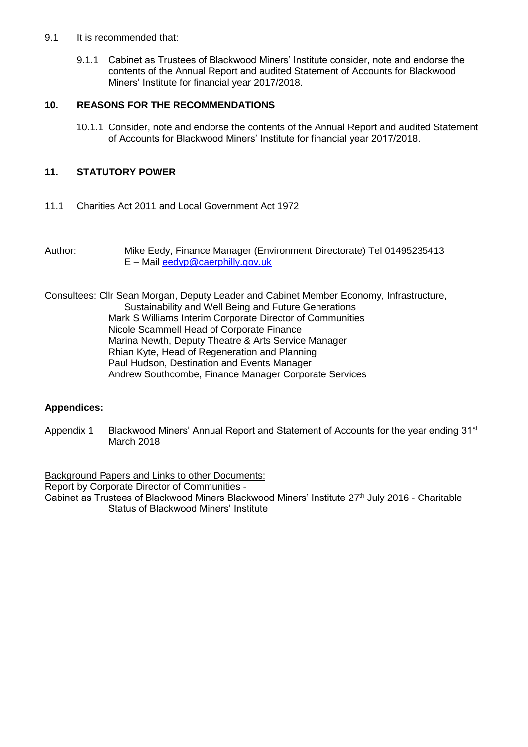9.1 It is recommended that:

9.1.1 Cabinet as Trustees of Blackwood Miners' Institute consider, note and endorse the contents of the Annual Report and audited Statement of Accounts for Blackwood Miners' Institute for financial year 2017/2018.

## 10. REASONS FOR THE RECOMMENDATIONS

10.1.1 Consider, note and endorse the contents of the Annual Report and audited Statement of Accounts for Blackwood Miners' Institute for financial year 2017/2018.

## 11. STATUTORY POWER

11.1 Charities Act 2011 and Local Government Act 1972

Author: Mike Eedy, Finance Manager (Environment Directorate) Tel 01495235413
E – Mail eedyp@caerphilly.gov.uk

Consultees: Cllr Sean Morgan, Deputy Leader and Cabinet Member Economy, Infrastructure, Sustainability and Well Being and Future Generations
Mark S Williams Interim Corporate Director of Communities
Nicole Scammell Head of Corporate Finance
Marina Newth, Deputy Theatre & Arts Service Manager
Rhian Kyte, Head of Regeneration and Planning
Paul Hudson, Destination and Events Manager
Andrew Southcombe, Finance Manager Corporate Services

**Appendices:**

Appendix 1 Blackwood Miners' Annual Report and Statement of Accounts for the year ending 31st March 2018

Background Papers and Links to other Documents:
Report by Corporate Director of Communities -
Cabinet as Trustees of Blackwood Miners Blackwood Miners' Institute 27th July 2016 - Charitable Status of Blackwood Miners' Institute